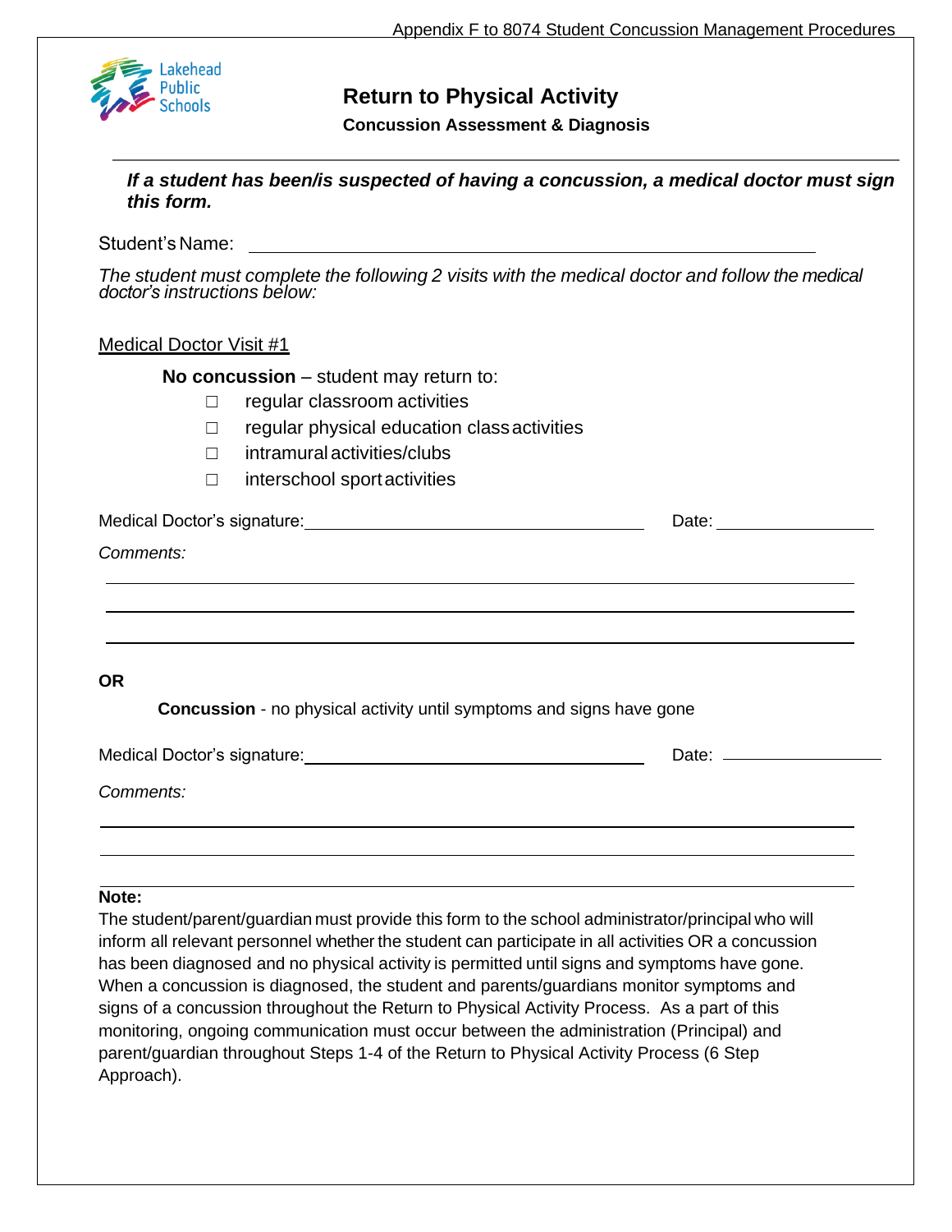Lakehead Public Schools

# Return to Physical Activity

**Concussion Assessment & Diagnosis**

***If a student has been/is suspected of having a concussion, a medical doctor must sign this form.***

Student's Name: ______________________________________________

*The student must complete the following 2 visits with the medical doctor and follow the medical doctor's instructions below:*

<u>Medical Doctor Visit #1</u>

**No concussion** – student may return to:

- ☐ regular classroom activities
- ☐ regular physical education class activities
- ☐ intramural activities/clubs
- ☐ interschool sport activities

Medical Doctor's signature: ______________________________ Date: ______________

*Comments:*

______________________________________________

______________________________________________

______________________________________________

**OR**

**Concussion** - no physical activity until symptoms and signs have gone

Medical Doctor's signature: ______________________________ Date: ______________

*Comments:*

______________________________________________

______________________________________________

______________________________________________

**Note:**

The student/parent/guardian must provide this form to the school administrator/principal who will inform all relevant personnel whether the student can participate in all activities OR a concussion has been diagnosed and no physical activity is permitted until signs and symptoms have gone. When a concussion is diagnosed, the student and parents/guardians monitor symptoms and signs of a concussion throughout the Return to Physical Activity Process. As a part of this monitoring, ongoing communication must occur between the administration (Principal) and parent/guardian throughout Steps 1-4 of the Return to Physical Activity Process (6 Step Approach).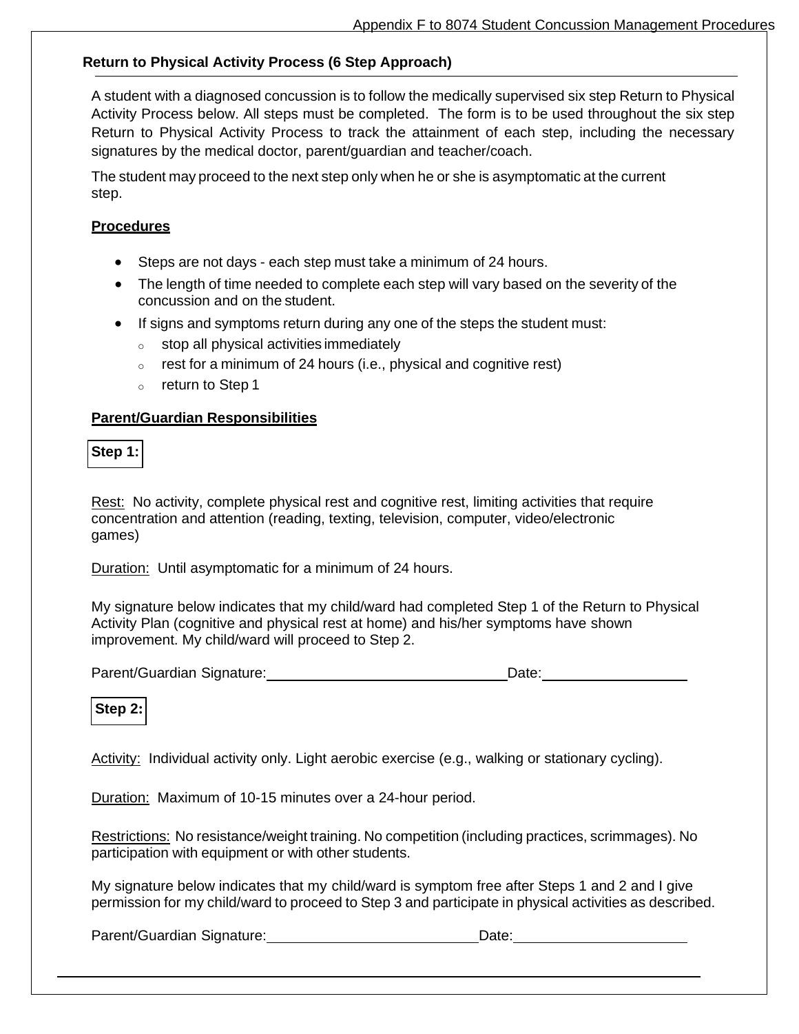## Return to Physical Activity Process (6 Step Approach)

A student with a diagnosed concussion is to follow the medically supervised six step Return to Physical Activity Process below. All steps must be completed. The form is to be used throughout the six step Return to Physical Activity Process to track the attainment of each step, including the necessary signatures by the medical doctor, parent/guardian and teacher/coach.

The student may proceed to the next step only when he or she is asymptomatic at the current step.

### Procedures

- Steps are not days - each step must take a minimum of 24 hours.
- The length of time needed to complete each step will vary based on the severity of the concussion and on the student.
- If signs and symptoms return during any one of the steps the student must:
  - stop all physical activities immediately
  - rest for a minimum of 24 hours (i.e., physical and cognitive rest)
  - return to Step 1

### Parent/Guardian Responsibilities

**Step 1:**

Rest: No activity, complete physical rest and cognitive rest, limiting activities that require concentration and attention (reading, texting, television, computer, video/electronic games)

Duration: Until asymptomatic for a minimum of 24 hours.

My signature below indicates that my child/ward had completed Step 1 of the Return to Physical Activity Plan (cognitive and physical rest at home) and his/her symptoms have shown improvement. My child/ward will proceed to Step 2.

Parent/Guardian Signature:_______________________________ Date:__________________

**Step 2:**

Activity: Individual activity only. Light aerobic exercise (e.g., walking or stationary cycling).

Duration: Maximum of 10-15 minutes over a 24-hour period.

Restrictions: No resistance/weight training. No competition (including practices, scrimmages). No participation with equipment or with other students.

My signature below indicates that my child/ward is symptom free after Steps 1 and 2 and I give permission for my child/ward to proceed to Step 3 and participate in physical activities as described.

Parent/Guardian Signature:___________________________ Date:______________________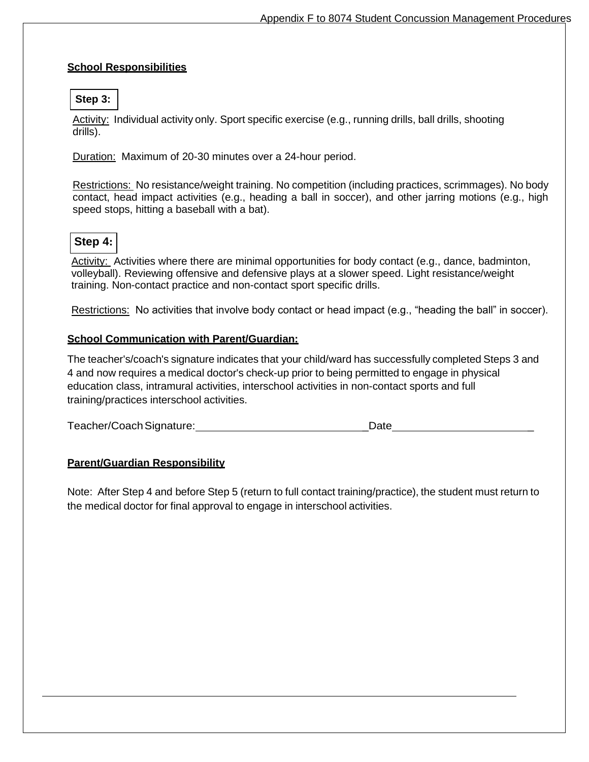**School Responsibilities**

**Step 3:**

Activity: Individual activity only. Sport specific exercise (e.g., running drills, ball drills, shooting drills).

Duration: Maximum of 20-30 minutes over a 24-hour period.

Restrictions: No resistance/weight training. No competition (including practices, scrimmages). No body contact, head impact activities (e.g., heading a ball in soccer), and other jarring motions (e.g., high speed stops, hitting a baseball with a bat).

**Step 4:**

Activity: Activities where there are minimal opportunities for body contact (e.g., dance, badminton, volleyball). Reviewing offensive and defensive plays at a slower speed. Light resistance/weight training. Non-contact practice and non-contact sport specific drills.

Restrictions: No activities that involve body contact or head impact (e.g., "heading the ball" in soccer).

**School Communication with Parent/Guardian:**

The teacher's/coach's signature indicates that your child/ward has successfully completed Steps 3 and 4 and now requires a medical doctor's check-up prior to being permitted to engage in physical education class, intramural activities, interschool activities in non-contact sports and full training/practices interschool activities.

Teacher/Coach Signature:____________________________ Date________________________

**Parent/Guardian Responsibility**

Note: After Step 4 and before Step 5 (return to full contact training/practice), the student must return to the medical doctor for final approval to engage in interschool activities.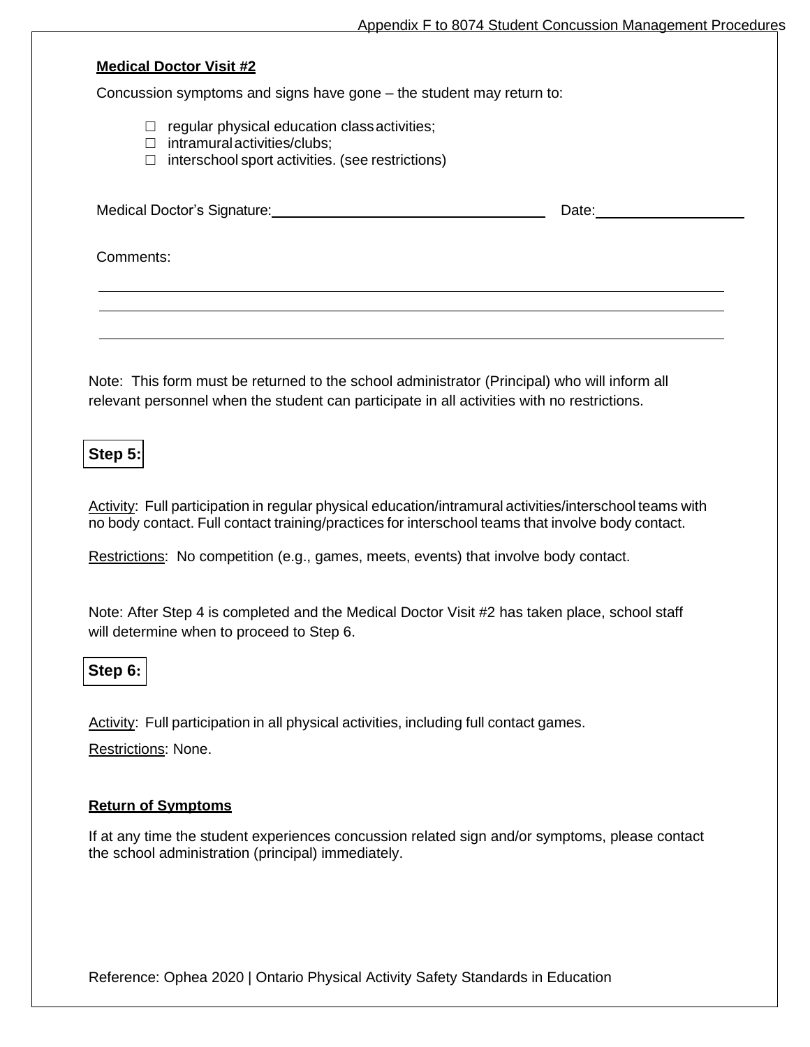**Medical Doctor Visit #2**

Concussion symptoms and signs have gone – the student may return to:

- ☐ regular physical education class activities;
- ☐ intramural activities/clubs;
- ☐ interschool sport activities. (see restrictions)

Medical Doctor's Signature:______________________________ Date:________________

Comments:

______________________________________________________________________

______________________________________________________________________

______________________________________________________________________

Note: This form must be returned to the school administrator (Principal) who will inform all relevant personnel when the student can participate in all activities with no restrictions.

**Step 5:**

Activity: Full participation in regular physical education/intramural activities/interschool teams with no body contact. Full contact training/practices for interschool teams that involve body contact.

Restrictions: No competition (e.g., games, meets, events) that involve body contact.

Note: After Step 4 is completed and the Medical Doctor Visit #2 has taken place, school staff will determine when to proceed to Step 6.

**Step 6:**

Activity: Full participation in all physical activities, including full contact games.

Restrictions: None.

**Return of Symptoms**

If at any time the student experiences concussion related sign and/or symptoms, please contact the school administration (principal) immediately.

Reference: Ophea 2020 | Ontario Physical Activity Safety Standards in Education